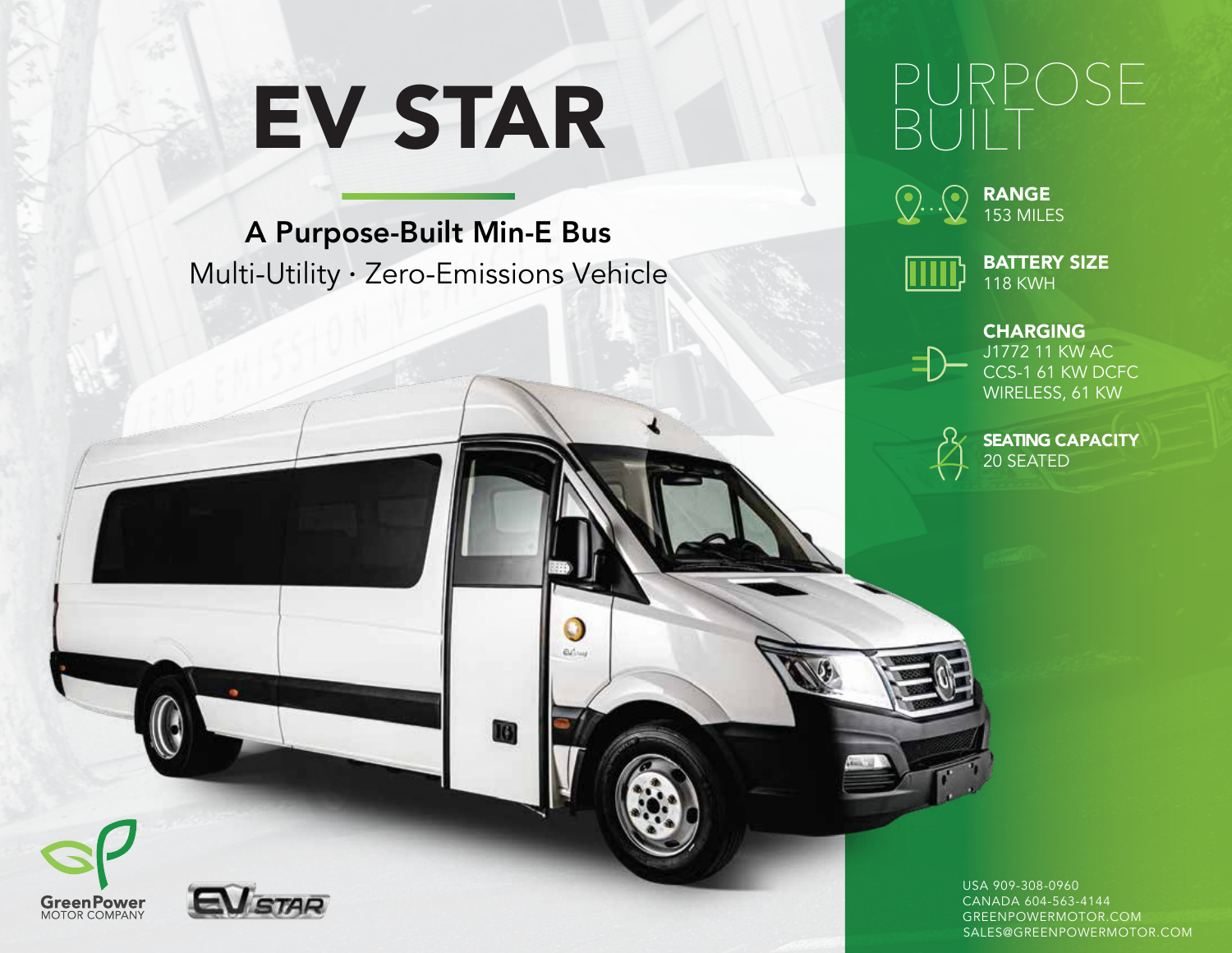# EV STAR

## A Purpose-Built Min-E Bus

Multi-Utility · Zero-Emissions Vehicle

# PURPOSE BUILT

**RANGE**
153 MILES

**BATTERY SIZE**
118 KWH

**CHARGING**
J1772 11 KW AC
CCS-1 61 KW DCFC
WIRELESS, 61 KW

**SEATING CAPACITY**
20 SEATED

GreenPower MOTOR COMPANY

EV STAR

USA 909-308-0960
CANADA 604-563-4144
GREENPOWERMOTOR.COM
SALES@GREENPOWERMOTOR.COM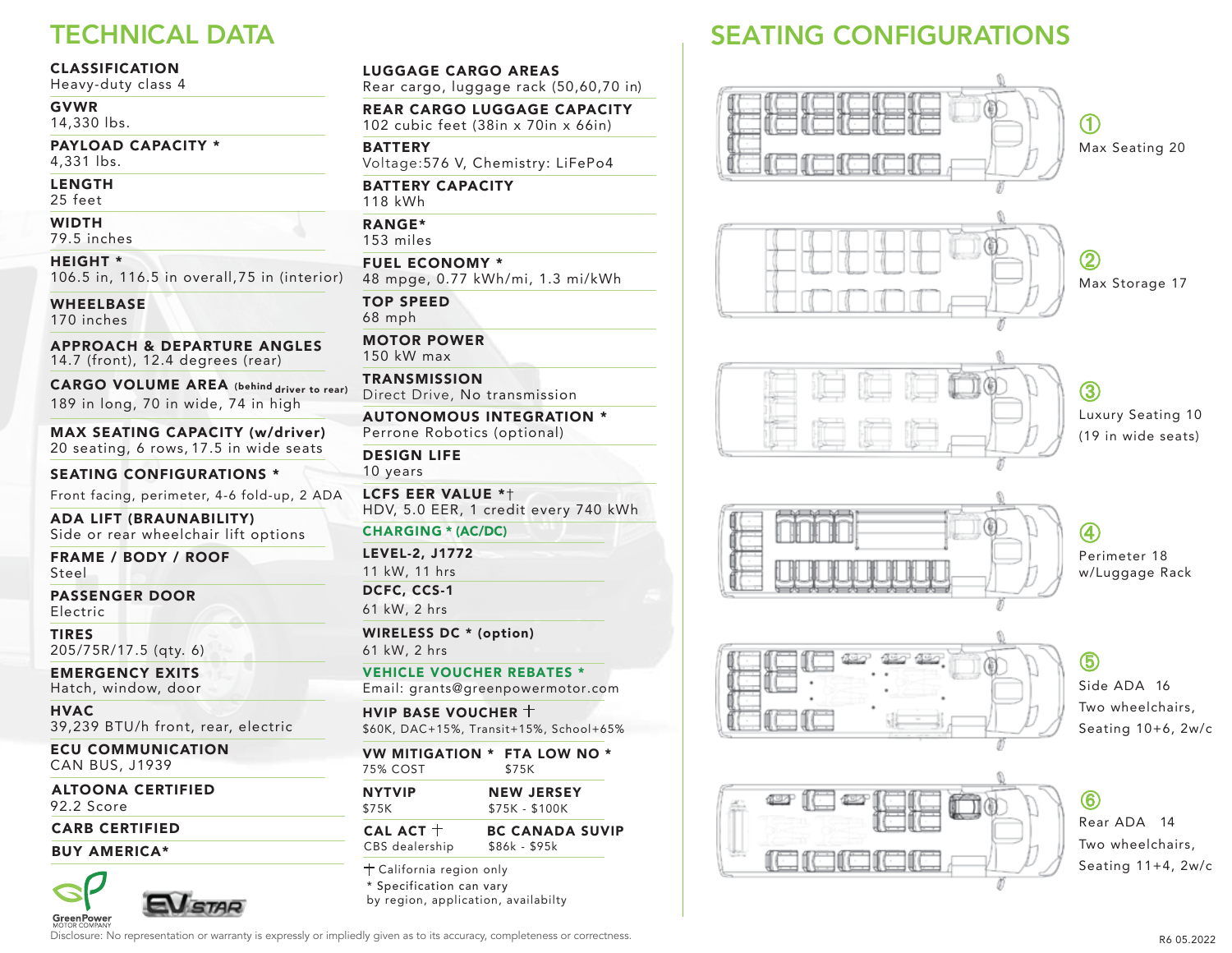# TECHNICAL DATA

**CLASSIFICATION**
Heavy-duty class 4

**GVWR**
14,330 lbs.

**PAYLOAD CAPACITY ***
4,331 lbs.

**LENGTH**
25 feet

**WIDTH**
79.5 inches

**HEIGHT ***
106.5 in, 116.5 in overall,75 in (interior)

**WHEELBASE**
170 inches

**APPROACH & DEPARTURE ANGLES**
14.7 (front), 12.4 degrees (rear)

**CARGO VOLUME AREA** (behind driver to rear)
189 in long, 70 in wide, 74 in high

**MAX SEATING CAPACITY (w/driver)**
20 seating, 6 rows, 17.5 in wide seats

**SEATING CONFIGURATIONS ***
Front facing, perimeter, 4-6 fold-up, 2 ADA

**ADA LIFT (BRAUNABILITY)**
Side or rear wheelchair lift options

**FRAME / BODY / ROOF**
Steel

**PASSENGER DOOR**
Electric

**TIRES**
205/75R/17.5 (qty. 6)

**EMERGENCY EXITS**
Hatch, window, door

**HVAC**
39,239 BTU/h front, rear, electric

**ECU COMMUNICATION**
CAN BUS, J1939

**ALTOONA CERTIFIED**
92.2 Score

**CARB CERTIFIED**

**BUY AMERICA***

**LUGGAGE CARGO AREAS**
Rear cargo, luggage rack (50,60,70 in)

**REAR CARGO LUGGAGE CAPACITY**
102 cubic feet (38in x 70in x 66in)

**BATTERY**
Voltage:576 V, Chemistry: LiFePo4

**BATTERY CAPACITY**
118 kWh

**RANGE***
153 miles

**FUEL ECONOMY ***
48 mpge, 0.77 kWh/mi, 1.3 mi/kWh

**TOP SPEED**
68 mph

**MOTOR POWER**
150 kW max

**TRANSMISSION**
Direct Drive, No transmission

**AUTONOMOUS INTEGRATION ***
Perrone Robotics (optional)

**DESIGN LIFE**
10 years

**LCFS EER VALUE *†**
HDV, 5.0 EER, 1 credit every 740 kWh

**CHARGING * (AC/DC)**

**LEVEL-2, J1772**
11 kW, 11 hrs

**DCFC, CCS-1**
61 kW, 2 hrs

**WIRELESS DC * (option)**
61 kW, 2 hrs

**VEHICLE VOUCHER REBATES ***
Email: grants@greenpowermotor.com

**HVIP BASE VOUCHER †**
$60K, DAC+15%, Transit+15%, School+65%

**VW MITIGATION ***
75% COST

**FTA LOW NO ***
$75K

**NYTVIP**
$75K

**NEW JERSEY**
$75K - $100K

**CAL ACT †**
CBS dealership

**BC CANADA SUVIP**
$86k - $95k

† California region only
* Specification can vary by region, application, availabilty

# SEATING CONFIGURATIONS

① Max Seating 20

② Max Storage 17

③ Luxury Seating 10 (19 in wide seats)

④ Perimeter 18 w/Luggage Rack

⑤ Side ADA 16
Two wheelchairs,
Seating 10+6, 2w/c

⑥ Rear ADA 14
Two wheelchairs,
Seating 11+4, 2w/c

GreenPower MOTOR COMPANY

EV STAR

Disclosure: No representation or warranty is expressly or impliedly given as to its accuracy, completeness or correctness.

R6 05.2022